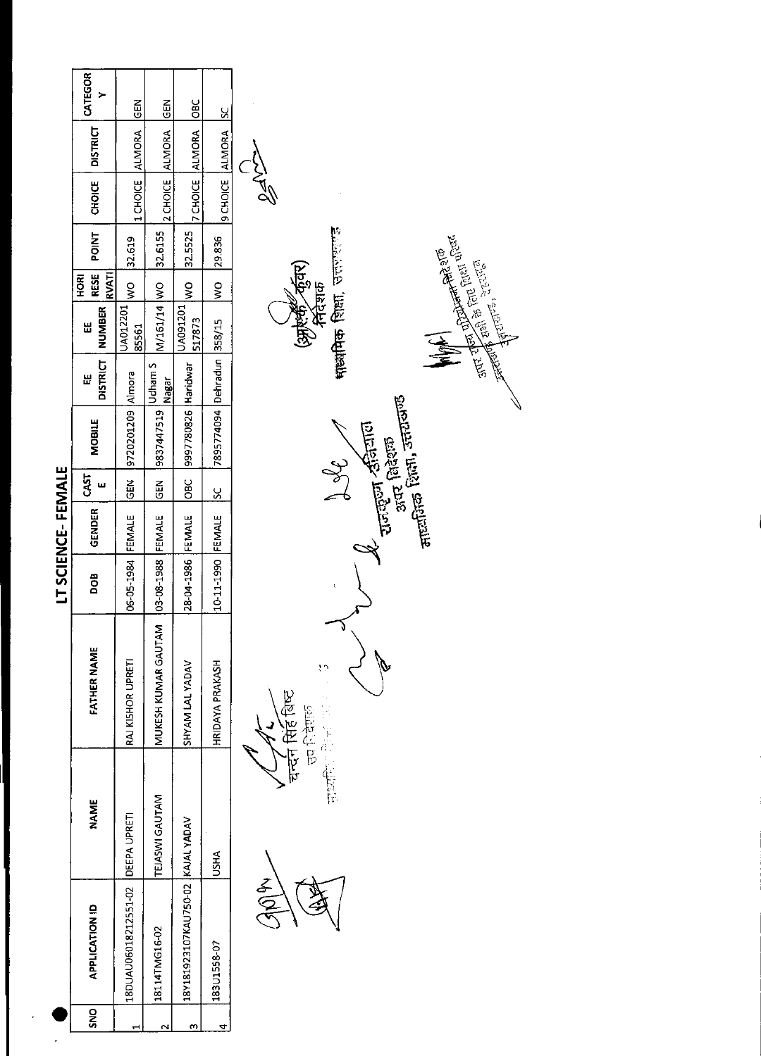# LT SCIENCE- FEMALE

| SNO | APPLICATION ID | NAME | FATHER NAME | DOB | GENDER | CAST E | MOBILE | EE DISTRICT | EE NUMBER | HORI RESE RVATI | POINT | CHOICE | DISTRICT | CATEGOR Y |
|---|---|---|---|---|---|---|---|---|---|---|---|---|---|---|
| 1 | 18DUAU0601821255 1-02 | DEEPA UPRETI | RAJ KISHOR UPRETI | 06-05-1984 | FEMALE | GEN | 9720201209 | Almora | UA012201 85561 | WO | 32.619 | 1 CHOICE | ALMORA | GEN |
| 2 | 18114TMG16-02 | TEJASWI GAUTAM | MUKESH KUMAR GAUTAM | 03-08-1988 | FEMALE | GEN | 9837447519 | Udham S Nagar | M/161/14 | WO | 32.6155 | 2 CHOICE | ALMORA | GEN |
| 3 | 18Y181923107KAU750-02 | KAJAL YADAV | SHYAM LAL YADAV | 28-04-1986 | FEMALE | OBC | 9997780826 | Haridwar | UA091201 517873 | WO | 32.5525 | 7 CHOICE | ALMORA | OBC |
| 4 | 183U1558-07 | USHA | HRIDAYA PRAKASH | 10-11-1990 | FEMALE | SC | 7895774094 | Dehradun | 358/15 | WO | 29.836 | 9 CHOICE | ALMORA | SC |

चन्दन सिंह बिष्ट
उप निदेशक

राजकृष्ण उनियाल
अपर निदेशक
माध्यमिक शिक्षा, उत्तराखण्ड

(आर.के. कुंवर)
निदेशक
माध्यमिक शिक्षा, उत्तराखण्ड

अपर राज्य परियोजना निदेशक
समग्र शिक्षा परिषद
उत्तराखण्ड, देहरादून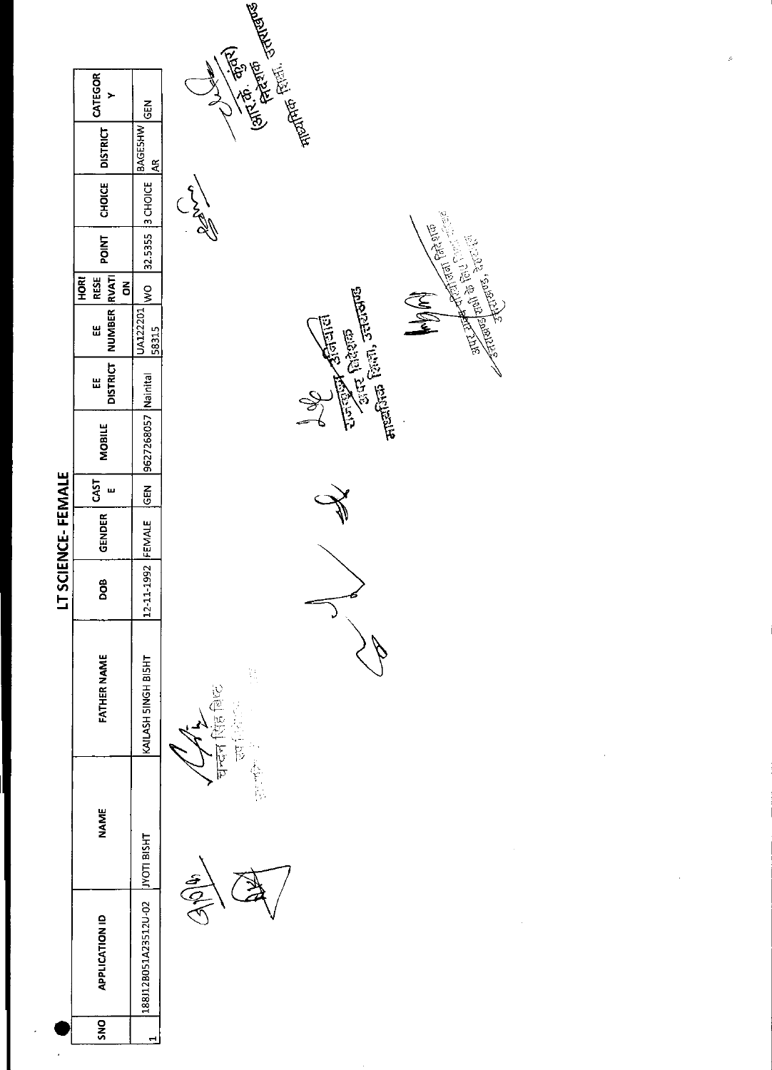# LT SCIENCE- FEMALE

| SNO | APPLICATION ID | NAME | FATHER NAME | DOB | GENDER | CASTE | MOBILE | EE DISTRICT | EE NUMBER | HORI RESERVATION | POINT | CHOICE | DISTRICT | CATEGORY |
|---|---|---|---|---|---|---|---|---|---|---|---|---|---|---|
| 1 | 188J12B051A23512U-02 | JYOTI BISHT | KAILASH SINGH BISHT | 12-11-1992 | FEMALE | GEN | 9627268057 | Nainital | UA12220158315 | WO | 32.5355 | 3 CHOICE | BAGESHWAR | GEN |

चन्दन सिंह बिष्ट
उप निदेशक

(आर. के. कुंवर)
निदेशक
माध्यमिक शिक्षा, उत्तराखण्ड

अपर निदेशक
माध्यमिक शिक्षा, उत्तराखण्ड

अपर आयुक्त परीक्षा
उत्तराखण्ड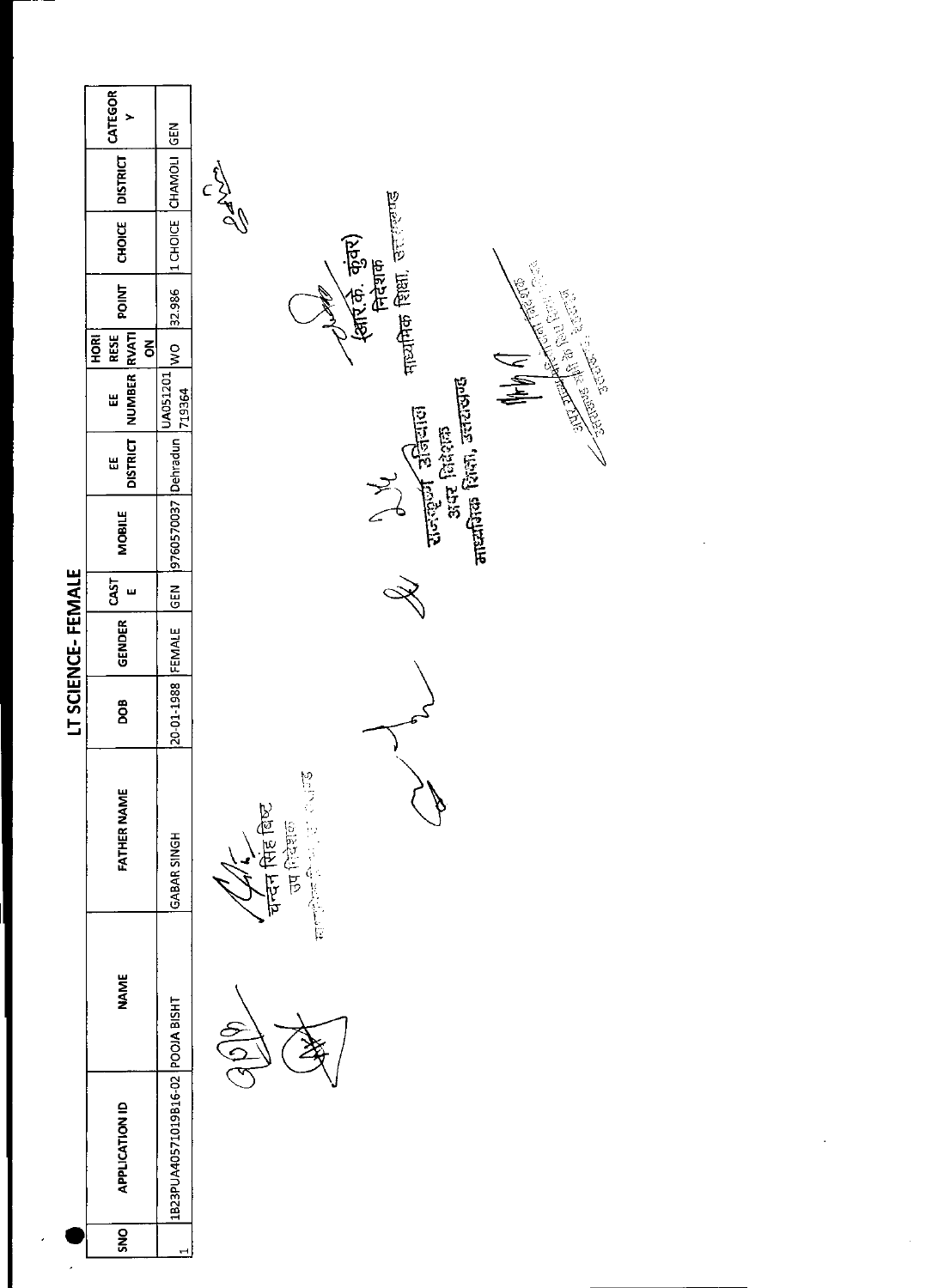# LT SCIENCE- FEMALE

| SNO | APPLICATION ID | NAME | FATHER NAME | DOB | GENDER | CASTE | MOBILE | EE DISTRICT | EE NUMBER | HORI RESERVATION | POINT | CHOICE | DISTRICT | CATEGORY |
|---|---|---|---|---|---|---|---|---|---|---|---|---|---|---|
| 1 | 1B23PUA40571019B16-02 | POOJA BISHT | GABAR SINGH | 20-01-1988 | FEMALE | GEN | 9760570037 | Dehradun | UA051201719364 | WO | 32.986 | 1 CHOICE | CHAMOLI | GEN |

चन्दन सिंह बिष्ट
उप निदेशक
माध्यमिक शिक्षा, उत्तराखण्ड

राजकुमारी उनियाल
अपर निदेशक
माध्यमिक शिक्षा, उत्तराखण्ड

(आर.के. कुंवर)
निदेशक
माध्यमिक शिक्षा, उत्तराखण्ड

अपर राज्य परियोजना निदेशक
उत्तराखण्ड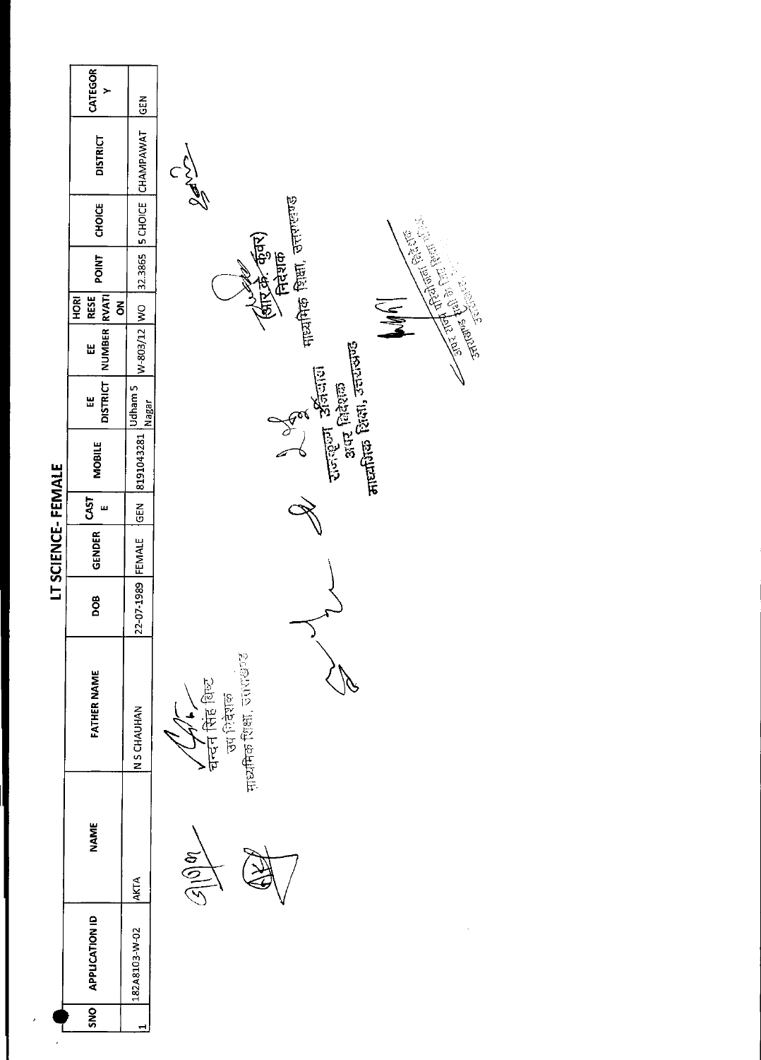# LT SCIENCE- FEMALE

| SNO | APPLICATION ID | NAME | FATHER NAME | DOB | GENDER | CASTE | MOBILE | EE DISTRICT | EE NUMBER | HORI RESERVATION | POINT | CHOICE | DISTRICT | CATEGORY |
|---|---|---|---|---|---|---|---|---|---|---|---|---|---|---|
| 1 | 182A8103-W-02 | AKTA | N S CHAUHAN | 22-07-1989 | FEMALE | GEN | 8191043281 | Udham S Nagar | W-803/12 | WO | 32.3865 | 5 CHOICE | CHAMPAWAT | GEN |

चन्दन सिंह बिष्ट
उप निदेशक
माध्यमिक शिक्षा, उत्तराखण्ड

राजकुमार उनियाल
अपर निदेशक
माध्यमिक शिक्षा, उत्तराखण्ड

(आर.के. कुंवर)
निदेशक
माध्यमिक शिक्षा, उत्तराखण्ड

अपर राज्य परियोजना निदेशक
उत्तराखण्ड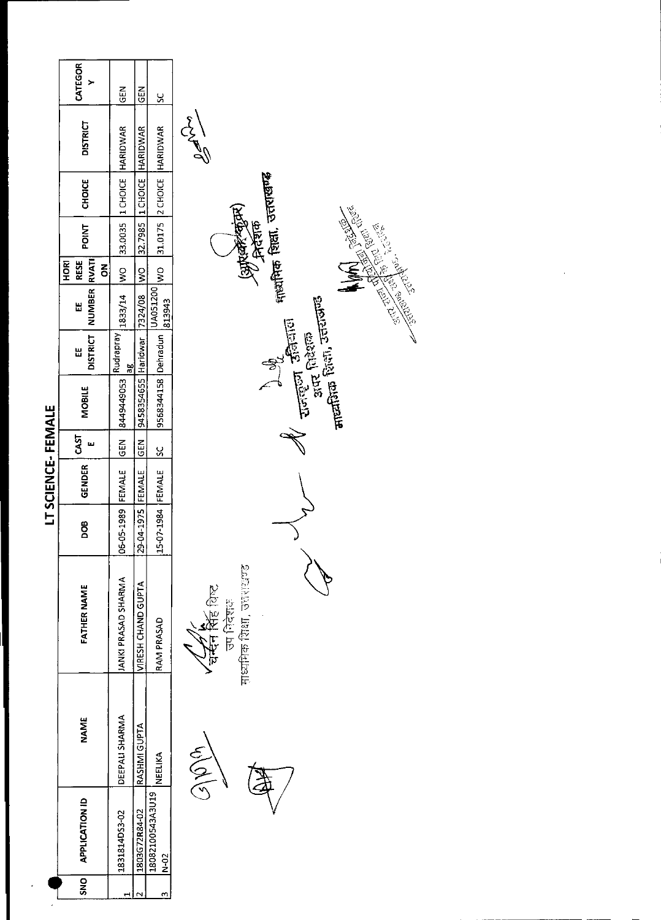# LT SCIENCE- FEMALE

| SNO | APPLICATION ID | NAME | FATHER NAME | DOB | GENDER | CAST E | MOBILE | EE DISTRICT | EE NUMBER | HORI RESE RVATI ON | POINT | CHOICE | DISTRICT | CATEGOR Y |
|---|---|---|---|---|---|---|---|---|---|---|---|---|---|---|
| 1 | 1831814D53-02 | DEEPALI SHARMA | JANKI PRASAD SHARMA | 06-05-1989 | FEMALE | GEN | 8449449053 | Rudraprayag | 1833/14 | WO | 33.0035 | 1 CHOICE | HARIDWAR | GEN |
| 2 | 1803G72R84-02 | RASHMI GUPTA | VIRESH CHAND GUPTA | 29-04-1975 | FEMALE | GEN | 9458354655 | Haridwar | 7324/08 | WO | 32.7985 | 1 CHOICE | HARIDWAR | GEN |
| 3 | 18082100543A3U19N-02 | NEELIKA | RAM PRASAD | 15-07-1984 | FEMALE | SC | 9568344158 | Dehradun | UA051200813943 | WO | 31.0175 | 2 CHOICE | HARIDWAR | SC |

चन्दन सिंह बिष्ट
उप निदेशक
माध्यमिक शिक्षा, उत्तराखण्ड

रामकृष्ण उनियाल
अपर निदेशक
माध्यमिक शिक्षा, उत्तराखण्ड

(आर.के. कुंवर)
निदेशक
माध्यमिक शिक्षा, उत्तराखण्ड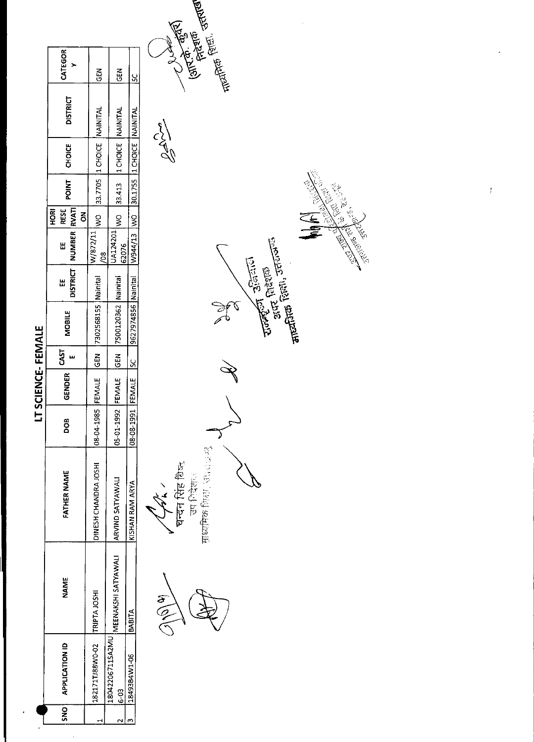# LT SCIENCE- FEMALE

| SNO | APPLICATION ID | NAME | FATHER NAME | DOB | GENDER | CASTE | MOBILE | EE DISTRICT | EE NUMBER | HORIRESERVATION | POINT | CHOICE | DISTRICT | CATEGORY |
|---|---|---|---|---|---|---|---|---|---|---|---|---|---|---|
| 1 | 18217TJ88W0-02 | TRIPTA JOSHI | DINESH CHANDRA JOSHI | 08-04-1985 | FEMALE | GEN | 7302568155 | Nainital | W/872/11/08 | WO | 33.7705 | 1 CHOICE | NAINITAL | GEN |
| 2 | 180422067115A2MU6-03 | MEENAKSHI SATYAWALI | ARVIND SATYAWALI | 05-01-1992 | FEMALE | GEN | 7500120362 | Nainital | UA12420162076 | WO | 33.413 | 1 CHOICE | NAINITAL | GEN |
| 3 | 18493B4W1-06 | BABITA | KISHAN RAM ARYA | 08-08-1991 | FEMALE | SC | 9627974856 | Nainital | W944/13 | WO | 30.1755 | 1 CHOICE | NAINITAL | SC |

चन्दन सिंह बिष्ट
उप निदेशक
माध्यमिक शिक्षा, उत्तराखण्ड

राजकुमार उनियाल
अपर निदेशक
माध्यमिक शिक्षा, उत्तराखण्ड

(आर.के. कुँवर)
निदेशक
माध्यमिक शिक्षा, उत्तराखण्ड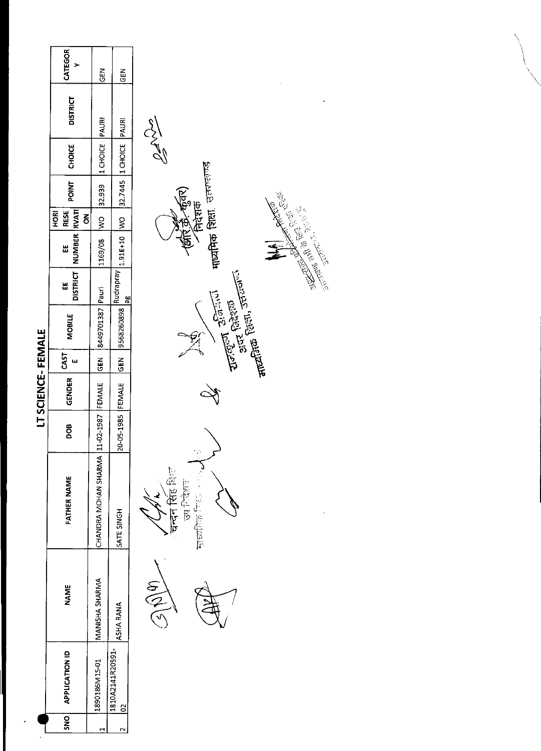# LT SCIENCE- FEMALE

| SNO | APPLICATION ID | NAME | FATHER NAME | DOB | GENDER | CASTE | MOBILE | EE DISTRICT | EE NUMBER | HORI RESERVATION | POINT | CHOICE | DISTRICT | CATEGORY |
|---|---|---|---|---|---|---|---|---|---|---|---|---|---|---|
| 1 | 1890186M1S-01 | MANISHA SHARMA | CHANDRA MOHAN SHARMA | 11-02-1987 | FEMALE | GEN | 8449701387 | Pauri | 1169/08 | WO | 32.939 | 1 CHOICE | PAURI | GEN |
| 2 | 1810A2141R20591-02 | ASHA RANA | SATE SINGH | 20-05-1985 | FEMALE | GEN | 9568260898 | Rudraprayag | 1.91E+10 | WO | 32.7445 | 1 CHOICE | PAURI | GEN |

चन्दन सिंह बिष्ट
उप निदेशक
माध्यमिक शिक्षा

राजकुमार उनियाल
अपर निदेशक
माध्यमिक शिक्षा, उत्तराखण्ड

(आर० के० कुंवर)
निदेशक
माध्यमिक शिक्षा, उत्तराखण्ड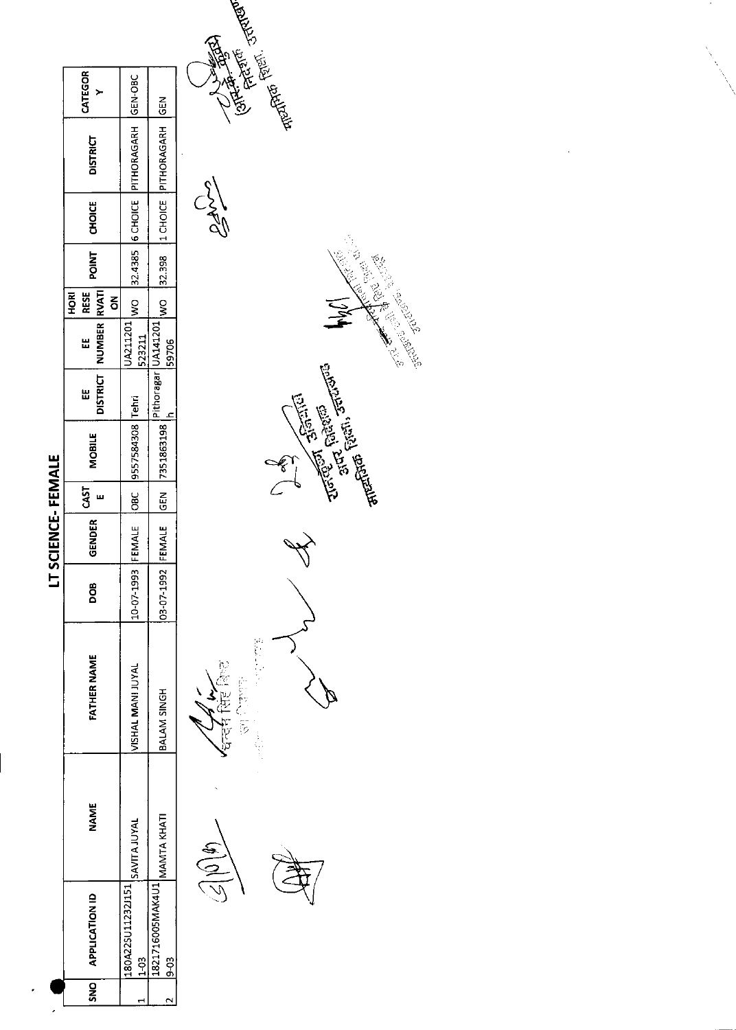# LT SCIENCE- FEMALE

| SNO | APPLICATION ID | NAME | FATHER NAME | DOB | GENDER | CASTE | MOBILE | EE DISTRICT | EE NUMBER | HORI RESERVATION | POINT | CHOICE | DISTRICT | CATEGORY |
|---|---|---|---|---|---|---|---|---|---|---|---|---|---|---|
| 1 | 180A225U11232J1511-03 | SAVITA JUYAL | VISHAL MANI JUYAL | 10-07-1993 | FEMALE | OBC | 9557584308 | Tehri | UA211201523211 | WO | 32.4385 | 6 CHOICE | PITHORAGARH | GEN-OBC |
| 2 | 1821716005MAK4U19-03 | MAMTA KHATI | BALAM SINGH | 03-07-1992 | FEMALE | GEN | 7351863198 | Pithoragarh | UA14120159706 | WO | 32.398 | 1 CHOICE | PITHORAGARH | GEN |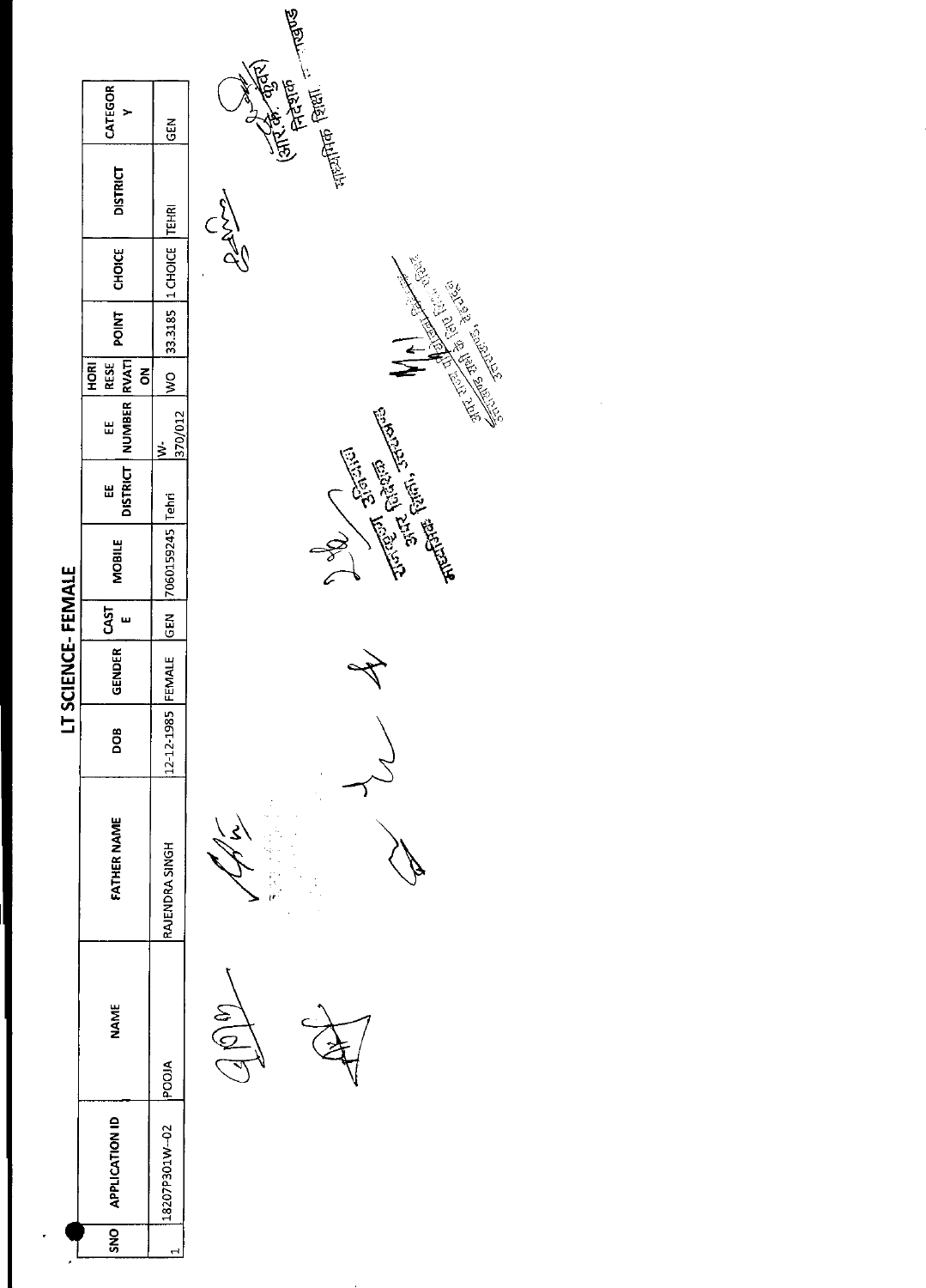# LT SCIENCE- FEMALE

| SNO | APPLICATION ID | NAME | FATHER NAME | DOB | GENDER | CASTE | MOBILE | EE DISTRICT | EE NUMBER | HORI RESERVATION | POINT | CHOICE | DISTRICT | CATEGORY |
|---|---|---|---|---|---|---|---|---|---|---|---|---|---|---|
| 1 | 18207P301W-02 | POOJA | RAJENDRA SINGH | 12-12-1985 | FEMALE | GEN | 7060159245 | Tehri | W-370/012 | WO | 33.3185 | 1 CHOICE | TEHRI | GEN |

(आर.के. कुँवर)
निदेशक
माध्यमिक शिक्षा, उत्तराखण्ड

उपनिदेशक
अपर निदेशक
माध्यमिक शिक्षा, उत्तराखण्ड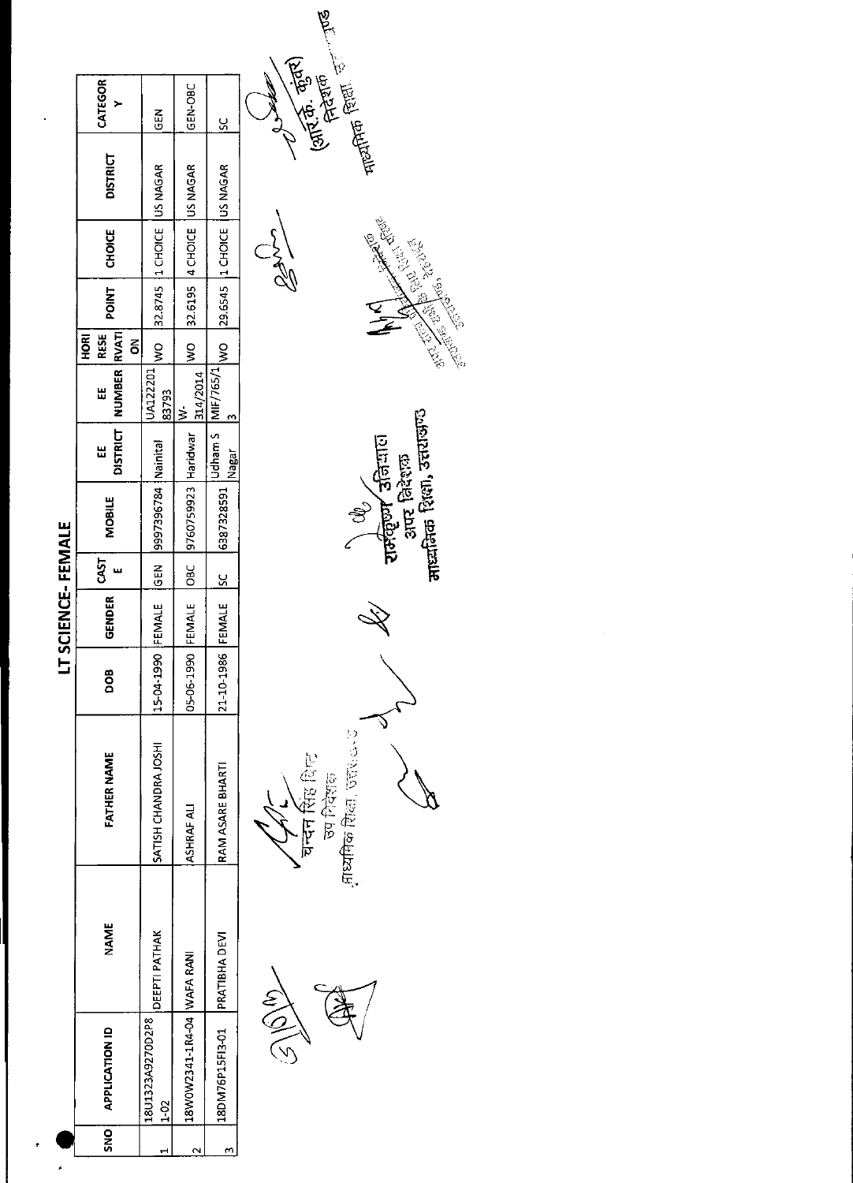# LT SCIENCE- FEMALE

| SNO | APPLICATION ID | NAME | FATHER NAME | DOB | GENDER | CASTE | MOBILE | EE DISTRICT | EE NUMBER | HORI RESERVATION | POINT | CHOICE | DISTRICT | CATEGORY |
|---|---|---|---|---|---|---|---|---|---|---|---|---|---|---|
| 1 | 18U1323A9270D2P81-02 | DEEPTI PATHAK | SATISH CHANDRA JOSHI | 15-04-1990 | FEMALE | GEN | 9997396784 | Nainital | UA12220183793 | WO | 32.8745 | 1 CHOICE | US NAGAR | GEN |
| 2 | 18W0W2341-1R4-04 | WAFA RANI | ASHRAF ALI | 05-06-1990 | FEMALE | OBC | 9760759923 | Haridwar | W-314/2014 | WO | 32.6195 | 4 CHOICE | US NAGAR | GEN-OBC |
| 3 | 18DM76P15FI3-01 | PRATIBHA DEVI | RAM ASARE BHARTI | 21-10-1986 | FEMALE | SC | 6387328591 | Udham S Nagar | MIF/765/13 | WO | 29.6545 | 1 CHOICE | US NAGAR | SC |

चन्दन सिंह बिष्ट
उप निदेशक
माध्यमिक शिक्षा, उत्तराखण्ड

राजकुमार अनिमातम
अपर निदेशक
माध्यमिक शिक्षा, उत्तराखण्ड

(आर.के. कुंवर)
निदेशक
माध्यमिक शिक्षा, उत्तराखण्ड